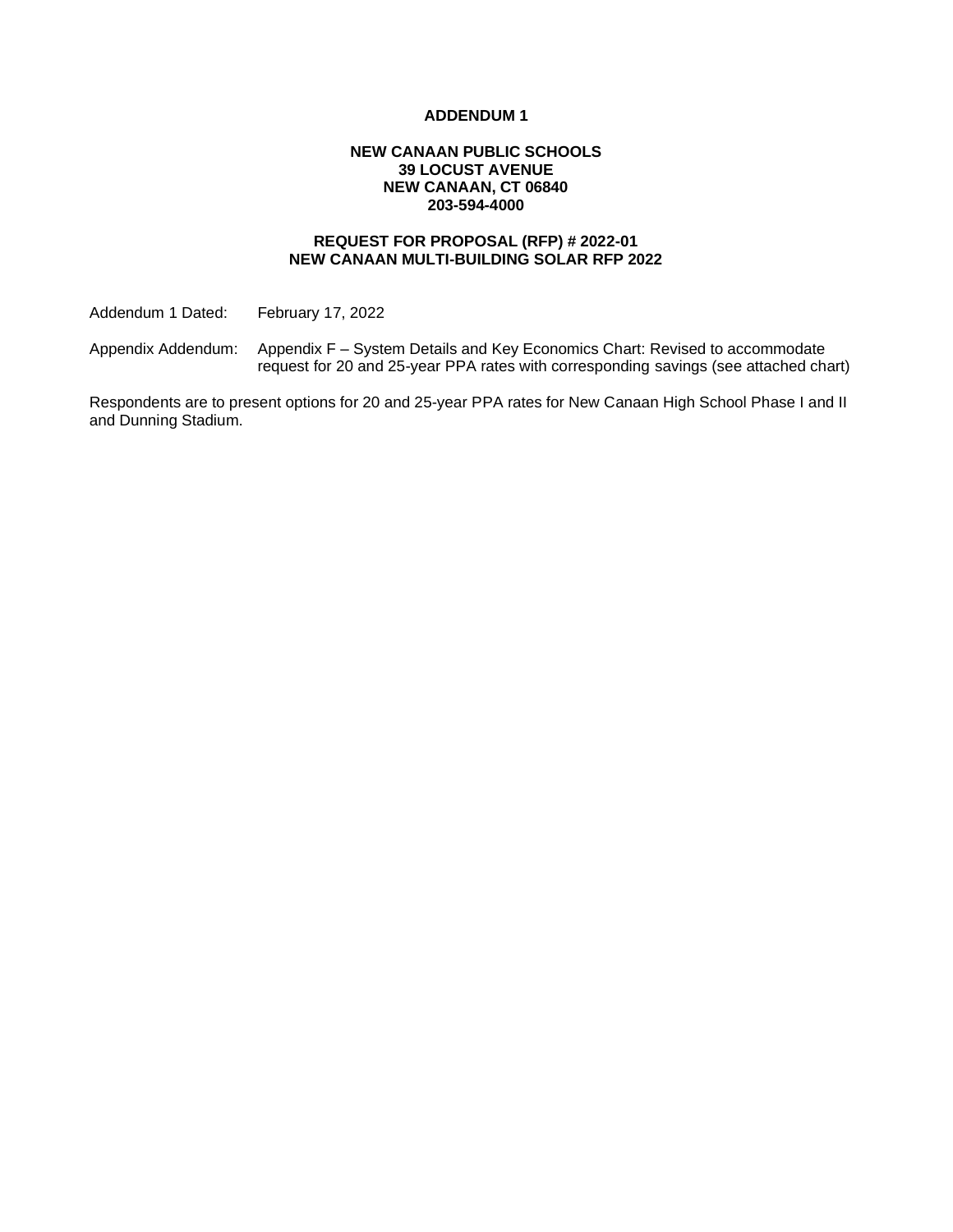**ADDENDUM 1**

**NEW CANAAN PUBLIC SCHOOLS**
**39 LOCUST AVENUE**
**NEW CANAAN, CT 06840**
**203-594-4000**

**REQUEST FOR PROPOSAL (RFP) # 2022-01**
**NEW CANAAN MULTI-BUILDING SOLAR RFP 2022**

Addendum 1 Dated: February 17, 2022

Appendix Addendum: Appendix F – System Details and Key Economics Chart: Revised to accommodate request for 20 and 25-year PPA rates with corresponding savings (see attached chart)

Respondents are to present options for 20 and 25-year PPA rates for New Canaan High School Phase I and II and Dunning Stadium.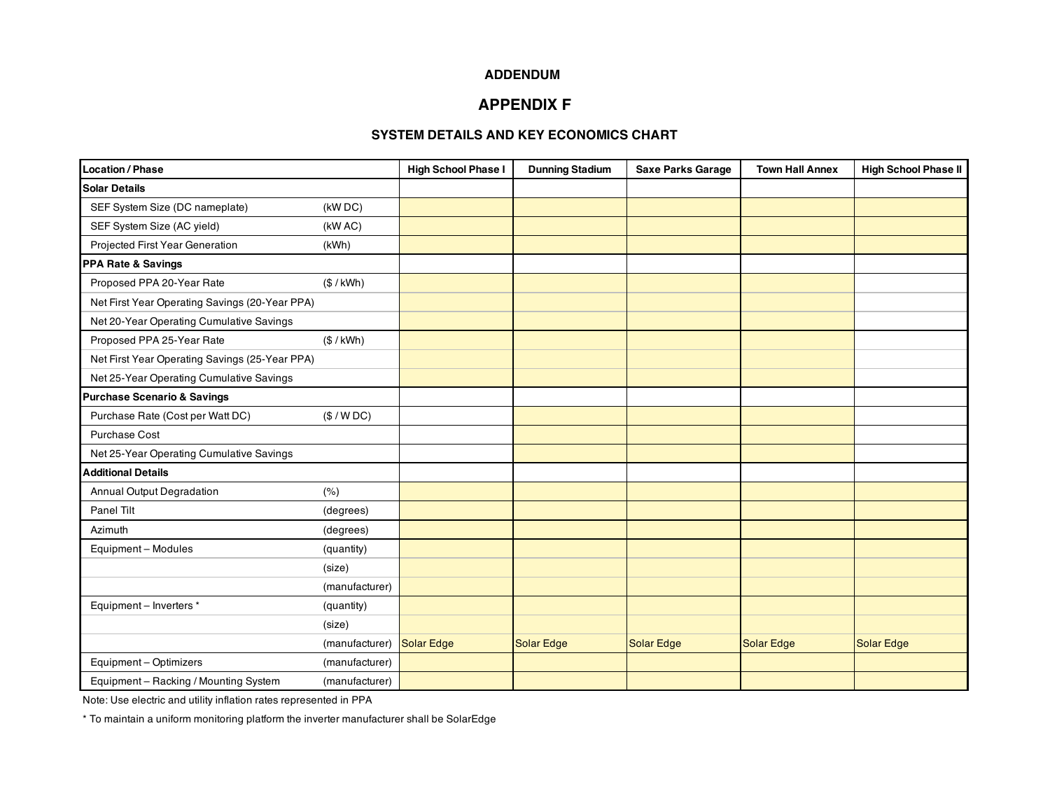**ADDENDUM**

# APPENDIX F

### SYSTEM DETAILS AND KEY ECONOMICS CHART

| Location / Phase | | High School Phase I | Dunning Stadium | Saxe Parks Garage | Town Hall Annex | High School Phase II |
|---|---|---|---|---|---|---|
| **Solar Details** | | | | | | |
| SEF System Size (DC nameplate) | (kW DC) | | | | | |
| SEF System Size (AC yield) | (kW AC) | | | | | |
| Projected First Year Generation | (kWh) | | | | | |
| **PPA Rate & Savings** | | | | | | |
| Proposed PPA 20-Year Rate | ($ / kWh) | | | | | |
| Net First Year Operating Savings (20-Year PPA) | | | | | | |
| Net 20-Year Operating Cumulative Savings | | | | | | |
| Proposed PPA 25-Year Rate | ($ / kWh) | | | | | |
| Net First Year Operating Savings (25-Year PPA) | | | | | | |
| Net 25-Year Operating Cumulative Savings | | | | | | |
| **Purchase Scenario & Savings** | | | | | | |
| Purchase Rate (Cost per Watt DC) | ($ / W DC) | | | | | |
| Purchase Cost | | | | | | |
| Net 25-Year Operating Cumulative Savings | | | | | | |
| **Additional Details** | | | | | | |
| Annual Output Degradation | (%) | | | | | |
| Panel Tilt | (degrees) | | | | | |
| Azimuth | (degrees) | | | | | |
| Equipment – Modules | (quantity) | | | | | |
| | (size) | | | | | |
| | (manufacturer) | | | | | |
| Equipment – Inverters * | (quantity) | | | | | |
| | (size) | | | | | |
| | (manufacturer) | Solar Edge | Solar Edge | Solar Edge | Solar Edge | Solar Edge |
| Equipment – Optimizers | (manufacturer) | | | | | |
| Equipment – Racking / Mounting System | (manufacturer) | | | | | |

Note: Use electric and utility inflation rates represented in PPA

* To maintain a uniform monitoring platform the inverter manufacturer shall be SolarEdge